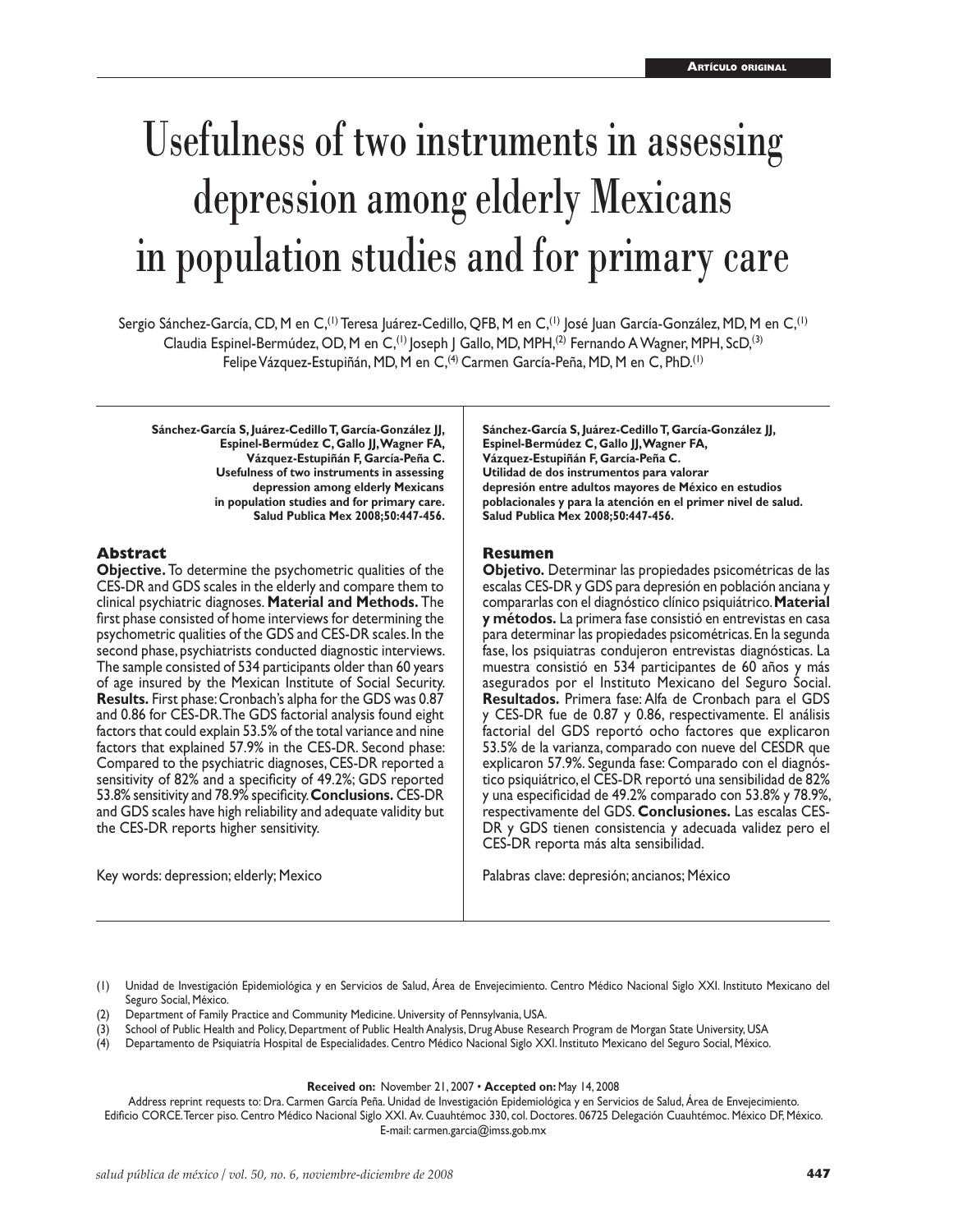Artículo original

# Usefulness of two instruments in assessing depression among elderly Mexicans in population studies and for primary care

Sergio Sánchez-García, CD, M en C,[1] Teresa Juárez-Cedillo, QFB, M en C,[1] José Juan García-González, MD, M en C,[1] Claudia Espinel-Bermúdez, OD, M en C,[1] Joseph J Gallo, MD, MPH,[2] Fernando A Wagner, MPH, ScD,[3] Felipe Vázquez-Estupiñán, MD, M en C,[4] Carmen García-Peña, MD, M en C, PhD.[1]

**Sánchez-García S, Juárez-Cedillo T, García-González JJ, Espinel-Bermúdez C, Gallo JJ, Wagner FA, Vázquez-Estupiñán F, García-Peña C. Usefulness of two instruments in assessing depression among elderly Mexicans in population studies and for primary care. Salud Publica Mex 2008;50:447-456.**

## Abstract

**Objective.** To determine the psychometric qualities of the CES-DR and GDS scales in the elderly and compare them to clinical psychiatric diagnoses. **Material and Methods.** The first phase consisted of home interviews for determining the psychometric qualities of the GDS and CES-DR scales. In the second phase, psychiatrists conducted diagnostic interviews. The sample consisted of 534 participants older than 60 years of age insured by the Mexican Institute of Social Security. **Results.** First phase: Cronbach's alpha for the GDS was 0.87 and 0.86 for CES-DR. The GDS factorial analysis found eight factors that could explain 53.5% of the total variance and nine factors that explained 57.9% in the CES-DR. Second phase: Compared to the psychiatric diagnoses, CES-DR reported a sensitivity of 82% and a specificity of 49.2%; GDS reported 53.8% sensitivity and 78.9% specificity. **Conclusions.** CES-DR and GDS scales have high reliability and adequate validity but the CES-DR reports higher sensitivity.

Key words: depression; elderly; Mexico

**Sánchez-García S, Juárez-Cedillo T, García-González JJ, Espinel-Bermúdez C, Gallo JJ, Wagner FA, Vázquez-Estupiñán F, García-Peña C. Utilidad de dos instrumentos para valorar depresión entre adultos mayores de México en estudios poblacionales y para la atención en el primer nivel de salud. Salud Publica Mex 2008;50:447-456.**

## Resumen

**Objetivo.** Determinar las propiedades psicométricas de las escalas CES-DR y GDS para depresión en población anciana y compararlas con el diagnóstico clínico psiquiátrico. **Material y métodos.** La primera fase consistió en entrevistas en casa para determinar las propiedades psicométricas. En la segunda fase, los psiquiatras condujeron entrevistas diagnósticas. La muestra consistió en 534 participantes de 60 años y más asegurados por el Instituto Mexicano del Seguro Social. **Resultados.** Primera fase: Alfa de Cronbach para el GDS y CES-DR fue de 0.87 y 0.86, respectivamente. El análisis factorial del GDS reportó ocho factores que explicaron 53.5% de la varianza, comparado con nueve del CESDR que explicaron 57.9%. Segunda fase: Comparado con el diagnóstico psiquiátrico, el CES-DR reportó una sensibilidad de 82% y una especificidad de 49.2% comparado con 53.8% y 78.9%, respectivamente del GDS. **Conclusiones.** Las escalas CES-DR y GDS tienen consistencia y adecuada validez pero el CES-DR reporta más alta sensibilidad.

Palabras clave: depresión; ancianos; México

(1) Unidad de Investigación Epidemiológica y en Servicios de Salud, Área de Envejecimiento. Centro Médico Nacional Siglo XXI. Instituto Mexicano del Seguro Social, México.
(2) Department of Family Practice and Community Medicine. University of Pennsylvania, USA.
(3) School of Public Health and Policy, Department of Public Health Analysis, Drug Abuse Research Program de Morgan State University, USA
(4) Departamento de Psiquiatría Hospital de Especialidades. Centro Médico Nacional Siglo XXI. Instituto Mexicano del Seguro Social, México.

**Received on:** November 21, 2007 • **Accepted on:** May 14, 2008

Address reprint requests to: Dra. Carmen García Peña. Unidad de Investigación Epidemiológica y en Servicios de Salud, Área de Envejecimiento. Edificio CORCE. Tercer piso. Centro Médico Nacional Siglo XXI. Av. Cuauhtémoc 330, col. Doctores. 06725 Delegación Cuauhtémoc. México DF, México.
E-mail: carmen.garcia@imss.gob.mx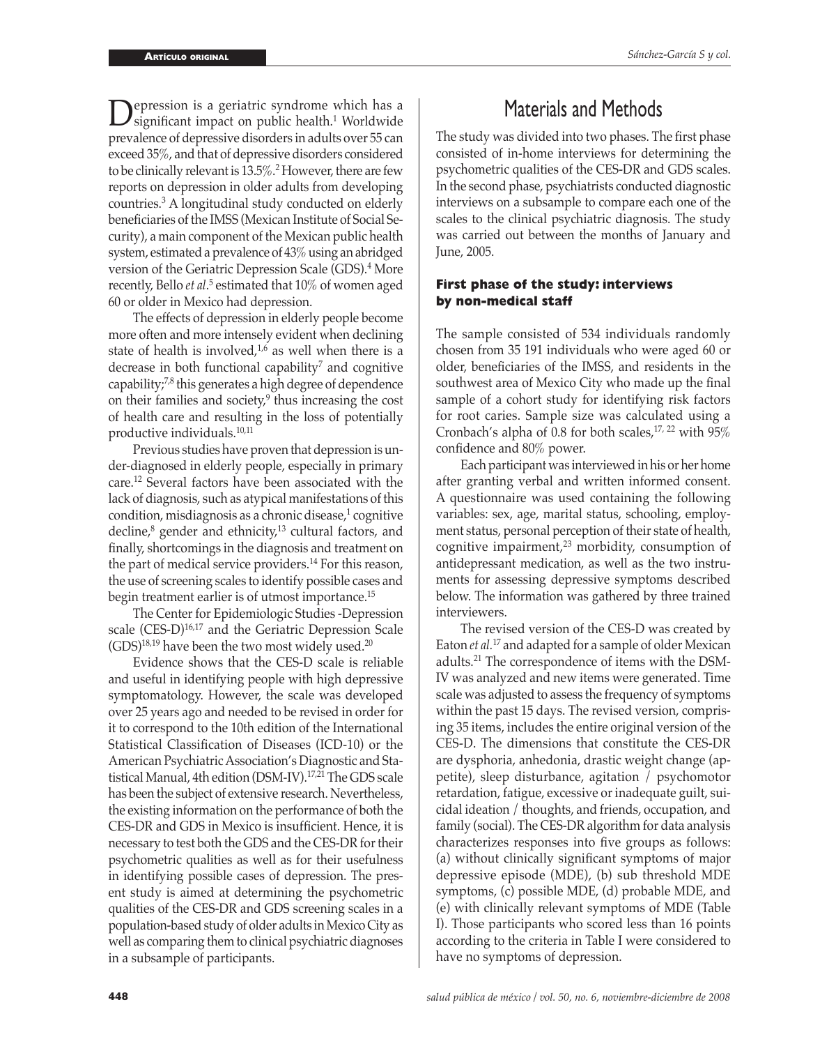Depression is a geriatric syndrome which has a significant impact on public health.[1] Worldwide prevalence of depressive disorders in adults over 55 can exceed 35%, and that of depressive disorders considered to be clinically relevant is 13.5%.[2] However, there are few reports on depression in older adults from developing countries.[3] A longitudinal study conducted on elderly beneficiaries of the IMSS (Mexican Institute of Social Security), a main component of the Mexican public health system, estimated a prevalence of 43% using an abridged version of the Geriatric Depression Scale (GDS).[4] More recently, Bello *et al*.[5] estimated that 10% of women aged 60 or older in Mexico had depression.

The effects of depression in elderly people become more often and more intensely evident when declining state of health is involved,[1,6] as well when there is a decrease in both functional capability[7] and cognitive capability;[7,8] this generates a high degree of dependence on their families and society,[9] thus increasing the cost of health care and resulting in the loss of potentially productive individuals.[10,11]

Previous studies have proven that depression is under-diagnosed in elderly people, especially in primary care.[12] Several factors have been associated with the lack of diagnosis, such as atypical manifestations of this condition, misdiagnosis as a chronic disease,[1] cognitive decline,[8] gender and ethnicity,[13] cultural factors, and finally, shortcomings in the diagnosis and treatment on the part of medical service providers.[14] For this reason, the use of screening scales to identify possible cases and begin treatment earlier is of utmost importance.[15]

The Center for Epidemiologic Studies -Depression scale (CES-D)[16,17] and the Geriatric Depression Scale (GDS)[18,19] have been the two most widely used.[20]

Evidence shows that the CES-D scale is reliable and useful in identifying people with high depressive symptomatology. However, the scale was developed over 25 years ago and needed to be revised in order for it to correspond to the 10th edition of the International Statistical Classification of Diseases (ICD-10) or the American Psychiatric Association's Diagnostic and Statistical Manual, 4th edition (DSM-IV).[17,21] The GDS scale has been the subject of extensive research. Nevertheless, the existing information on the performance of both the CES-DR and GDS in Mexico is insufficient. Hence, it is necessary to test both the GDS and the CES-DR for their psychometric qualities as well as for their usefulness in identifying possible cases of depression. The present study is aimed at determining the psychometric qualities of the CES-DR and GDS screening scales in a population-based study of older adults in Mexico City as well as comparing them to clinical psychiatric diagnoses in a subsample of participants.

# Materials and Methods

The study was divided into two phases. The first phase consisted of in-home interviews for determining the psychometric qualities of the CES-DR and GDS scales. In the second phase, psychiatrists conducted diagnostic interviews on a subsample to compare each one of the scales to the clinical psychiatric diagnosis. The study was carried out between the months of January and June, 2005.

### First phase of the study: interviews by non-medical staff

The sample consisted of 534 individuals randomly chosen from 35 191 individuals who were aged 60 or older, beneficiaries of the IMSS, and residents in the southwest area of Mexico City who made up the final sample of a cohort study for identifying risk factors for root caries. Sample size was calculated using a Cronbach's alpha of 0.8 for both scales,[17, 22] with 95% confidence and 80% power.

Each participant was interviewed in his or her home after granting verbal and written informed consent. A questionnaire was used containing the following variables: sex, age, marital status, schooling, employment status, personal perception of their state of health, cognitive impairment,[23] morbidity, consumption of antidepressant medication, as well as the two instruments for assessing depressive symptoms described below. The information was gathered by three trained interviewers.

The revised version of the CES-D was created by Eaton *et al*.[17] and adapted for a sample of older Mexican adults.[21] The correspondence of items with the DSM-IV was analyzed and new items were generated. Time scale was adjusted to assess the frequency of symptoms within the past 15 days. The revised version, comprising 35 items, includes the entire original version of the CES-D. The dimensions that constitute the CES-DR are dysphoria, anhedonia, drastic weight change (appetite), sleep disturbance, agitation / psychomotor retardation, fatigue, excessive or inadequate guilt, suicidal ideation / thoughts, and friends, occupation, and family (social). The CES-DR algorithm for data analysis characterizes responses into five groups as follows: (a) without clinically significant symptoms of major depressive episode (MDE), (b) sub threshold MDE symptoms, (c) possible MDE, (d) probable MDE, and (e) with clinically relevant symptoms of MDE (Table I). Those participants who scored less than 16 points according to the criteria in Table I were considered to have no symptoms of depression.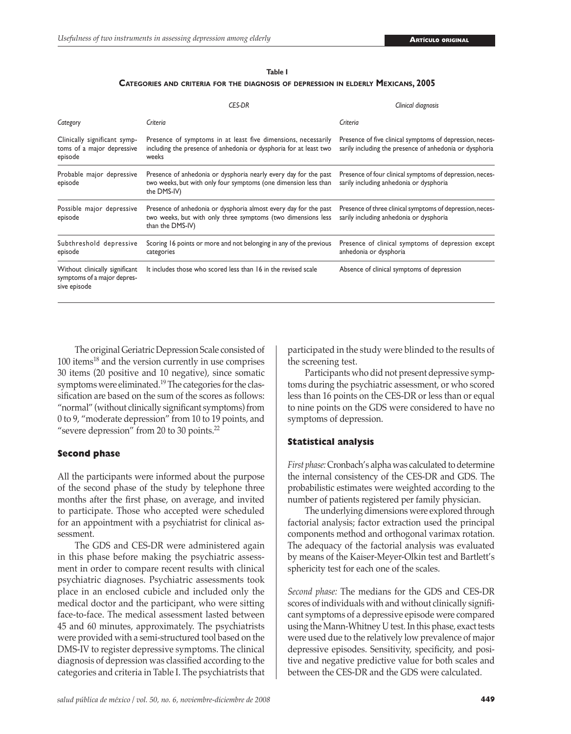**Table I**

**Categories and criteria for the diagnosis of depression in elderly Mexicans, 2005**

| | *CES-DR* | *Clinical diagnosis* |
|---|---|---|
| *Category* | *Criteria* | *Criteria* |
| Clinically significant symptoms of a major depressive episode | Presence of symptoms in at least five dimensions, necessarily including the presence of anhedonia or dysphoria for at least two weeks | Presence of five clinical symptoms of depression, necessarily including the presence of anhedonia or dysphoria |
| Probable major depressive episode | Presence of anhedonia or dysphoria nearly every day for the past two weeks, but with only four symptoms (one dimension less than the DMS-IV) | Presence of four clinical symptoms of depression, necessarily including anhedonia or dysphoria |
| Possible major depressive episode | Presence of anhedonia or dysphoria almost every day for the past two weeks, but with only three symptoms (two dimensions less than the DMS-IV) | Presence of three clinical symptoms of depression, necessarily including anhedonia or dysphoria |
| Subthreshold depressive episode | Scoring 16 points or more and not belonging in any of the previous categories | Presence of clinical symptoms of depression except anhedonia or dysphoria |
| Without clinically significant symptoms of a major depressive episode | It includes those who scored less than 16 in the revised scale | Absence of clinical symptoms of depression |

The original Geriatric Depression Scale consisted of 100 items[18] and the version currently in use comprises 30 items (20 positive and 10 negative), since somatic symptoms were eliminated.[19] The categories for the classification are based on the sum of the scores as follows: "normal" (without clinically significant symptoms) from 0 to 9, "moderate depression" from 10 to 19 points, and "severe depression" from 20 to 30 points.[22]

### Second phase

All the participants were informed about the purpose of the second phase of the study by telephone three months after the first phase, on average, and invited to participate. Those who accepted were scheduled for an appointment with a psychiatrist for clinical assessment.

The GDS and CES-DR were administered again in this phase before making the psychiatric assessment in order to compare recent results with clinical psychiatric diagnoses. Psychiatric assessments took place in an enclosed cubicle and included only the medical doctor and the participant, who were sitting face-to-face. The medical assessment lasted between 45 and 60 minutes, approximately. The psychiatrists were provided with a semi-structured tool based on the DMS-IV to register depressive symptoms. The clinical diagnosis of depression was classified according to the categories and criteria in Table I. The psychiatrists that participated in the study were blinded to the results of the screening test.

Participants who did not present depressive symptoms during the psychiatric assessment, or who scored less than 16 points on the CES-DR or less than or equal to nine points on the GDS were considered to have no symptoms of depression.

### Statistical analysis

*First phase:* Cronbach's alpha was calculated to determine the internal consistency of the CES-DR and GDS. The probabilistic estimates were weighted according to the number of patients registered per family physician.

The underlying dimensions were explored through factorial analysis; factor extraction used the principal components method and orthogonal varimax rotation. The adequacy of the factorial analysis was evaluated by means of the Kaiser-Meyer-Olkin test and Bartlett's sphericity test for each one of the scales.

*Second phase:* The medians for the GDS and CES-DR scores of individuals with and without clinically significant symptoms of a depressive episode were compared using the Mann-Whitney U test. In this phase, exact tests were used due to the relatively low prevalence of major depressive episodes. Sensitivity, specificity, and positive and negative predictive value for both scales and between the CES-DR and the GDS were calculated.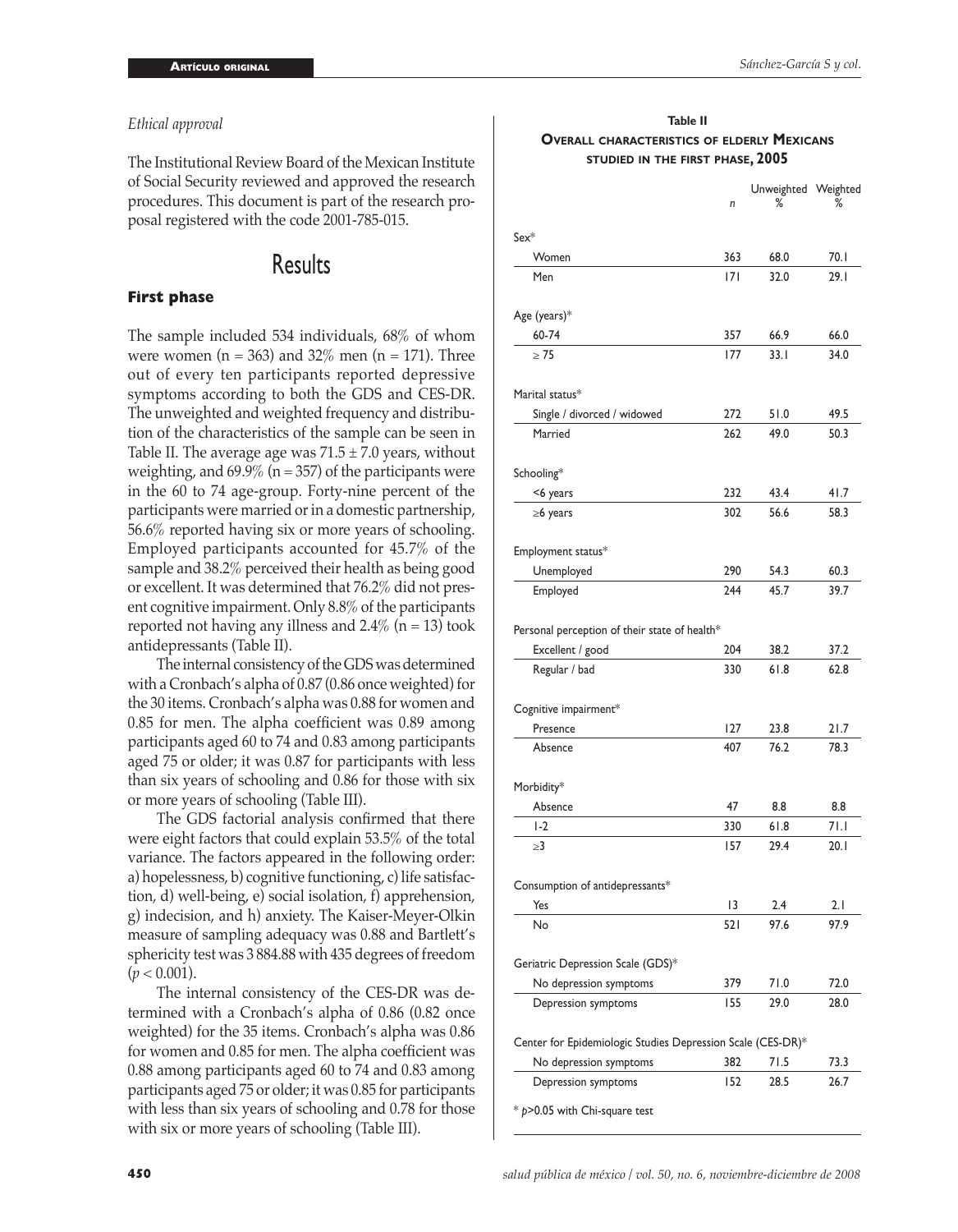*Ethical approval*

The Institutional Review Board of the Mexican Institute of Social Security reviewed and approved the research procedures. This document is part of the research proposal registered with the code 2001-785-015.

# Results

## First phase

The sample included 534 individuals, 68% of whom were women (n = 363) and 32% men (n = 171). Three out of every ten participants reported depressive symptoms according to both the GDS and CES-DR. The unweighted and weighted frequency and distribution of the characteristics of the sample can be seen in Table II. The average age was 71.5 ± 7.0 years, without weighting, and 69.9% (n = 357) of the participants were in the 60 to 74 age-group. Forty-nine percent of the participants were married or in a domestic partnership, 56.6% reported having six or more years of schooling. Employed participants accounted for 45.7% of the sample and 38.2% perceived their health as being good or excellent. It was determined that 76.2% did not present cognitive impairment. Only 8.8% of the participants reported not having any illness and 2.4% (n = 13) took antidepressants (Table II).

The internal consistency of the GDS was determined with a Cronbach's alpha of 0.87 (0.86 once weighted) for the 30 items. Cronbach's alpha was 0.88 for women and 0.85 for men. The alpha coefficient was 0.89 among participants aged 60 to 74 and 0.83 among participants aged 75 or older; it was 0.87 for participants with less than six years of schooling and 0.86 for those with six or more years of schooling (Table III).

The GDS factorial analysis confirmed that there were eight factors that could explain 53.5% of the total variance. The factors appeared in the following order: a) hopelessness, b) cognitive functioning, c) life satisfaction, d) well-being, e) social isolation, f) apprehension, g) indecision, and h) anxiety. The Kaiser-Meyer-Olkin measure of sampling adequacy was 0.88 and Bartlett's sphericity test was 3 884.88 with 435 degrees of freedom ($p < 0.001$).

The internal consistency of the CES-DR was determined with a Cronbach's alpha of 0.86 (0.82 once weighted) for the 35 items. Cronbach's alpha was 0.86 for women and 0.85 for men. The alpha coefficient was 0.88 among participants aged 60 to 74 and 0.83 among participants aged 75 or older; it was 0.85 for participants with less than six years of schooling and 0.78 for those with six or more years of schooling (Table III).

**Table II**
**Overall characteristics of elderly Mexicans studied in the first phase, 2005**

| | *n* | Unweighted % | Weighted % |
|---|---|---|---|
| **Sex*** | | | |
| Women | 363 | 68.0 | 70.1 |
| Men | 171 | 32.0 | 29.1 |
| **Age (years)*** | | | |
| 60-74 | 357 | 66.9 | 66.0 |
| ≥ 75 | 177 | 33.1 | 34.0 |
| **Marital status*** | | | |
| Single / divorced / widowed | 272 | 51.0 | 49.5 |
| Married | 262 | 49.0 | 50.3 |
| **Schooling*** | | | |
| <6 years | 232 | 43.4 | 41.7 |
| ≥6 years | 302 | 56.6 | 58.3 |
| **Employment status*** | | | |
| Unemployed | 290 | 54.3 | 60.3 |
| Employed | 244 | 45.7 | 39.7 |
| **Personal perception of their state of health*** | | | |
| Excellent / good | 204 | 38.2 | 37.2 |
| Regular / bad | 330 | 61.8 | 62.8 |
| **Cognitive impairment*** | | | |
| Presence | 127 | 23.8 | 21.7 |
| Absence | 407 | 76.2 | 78.3 |
| **Morbidity*** | | | |
| Absence | 47 | 8.8 | 8.8 |
| 1-2 | 330 | 61.8 | 71.1 |
| ≥3 | 157 | 29.4 | 20.1 |
| **Consumption of antidepressants*** | | | |
| Yes | 13 | 2.4 | 2.1 |
| No | 521 | 97.6 | 97.9 |
| **Geriatric Depression Scale (GDS)*** | | | |
| No depression symptoms | 379 | 71.0 | 72.0 |
| Depression symptoms | 155 | 29.0 | 28.0 |
| **Center for Epidemiologic Studies Depression Scale (CES-DR)*** | | | |
| No depression symptoms | 382 | 71.5 | 73.3 |
| Depression symptoms | 152 | 28.5 | 26.7 |

\* $p>0.05$ with Chi-square test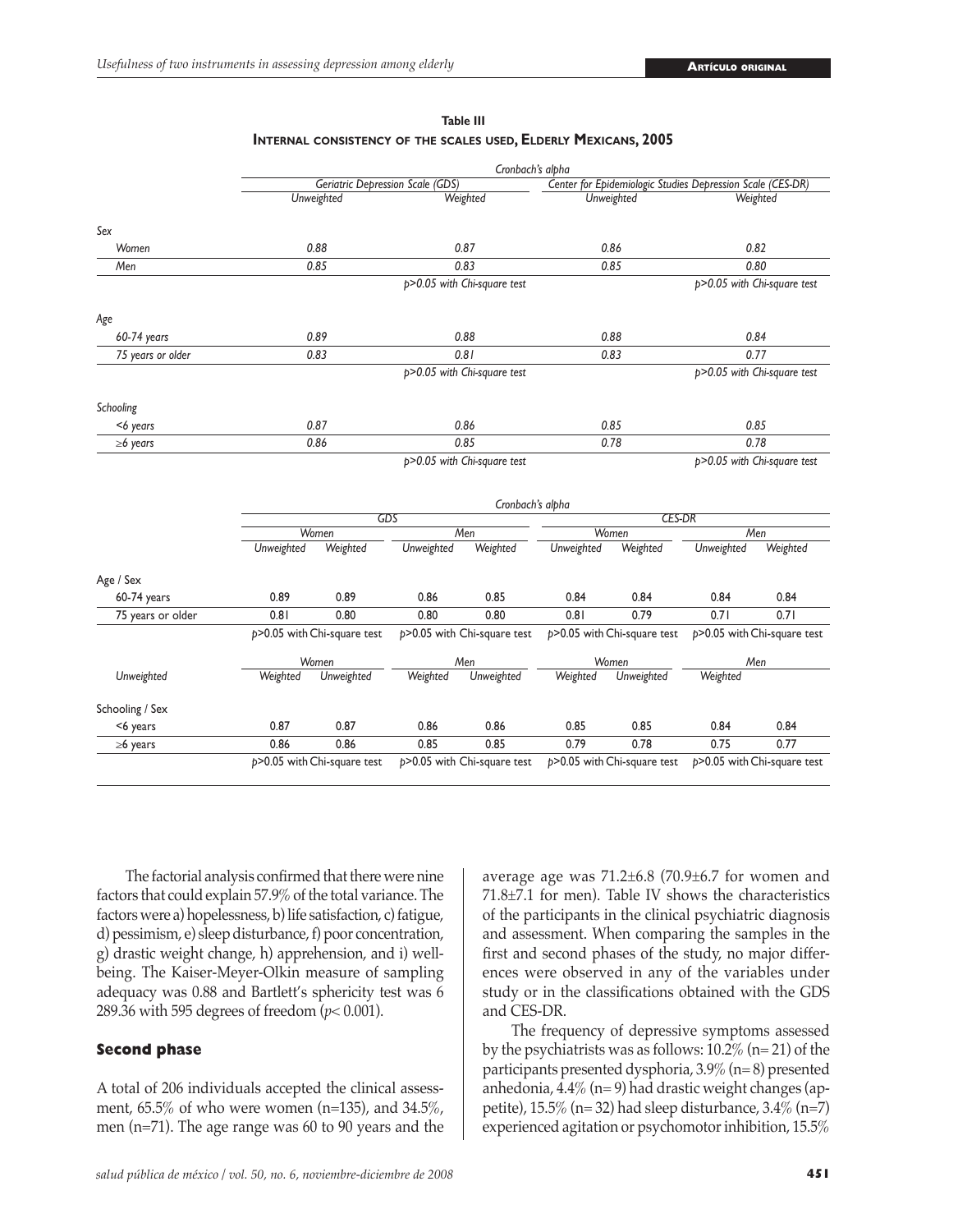**Table III**
**Internal consistency of the scales used, Elderly Mexicans, 2005**

| | Cronbach's alpha | | | |
|---|---|---|---|---|
| | Geriatric Depression Scale (GDS) | | Center for Epidemiologic Studies Depression Scale (CES-DR) | |
| | Unweighted | Weighted | Unweighted | Weighted |
| *Sex* | | | | |
| Women | 0.88 | 0.87 | 0.86 | 0.82 |
| Men | 0.85 | 0.83 | 0.85 | 0.80 |
| | | $p>0.05$ with Chi-square test | | $p>0.05$ with Chi-square test |
| *Age* | | | | |
| 60-74 years | 0.89 | 0.88 | 0.88 | 0.84 |
| 75 years or older | 0.83 | 0.81 | 0.83 | 0.77 |
| | | $p>0.05$ with Chi-square test | | $p>0.05$ with Chi-square test |
| *Schooling* | | | | |
| <6 years | 0.87 | 0.86 | 0.85 | 0.85 |
| ≥6 years | 0.86 | 0.85 | 0.78 | 0.78 |
| | | $p>0.05$ with Chi-square test | | $p>0.05$ with Chi-square test |

| | Cronbach's alpha | | | | | | | |
|---|---|---|---|---|---|---|---|---|
| | GDS | | | | CES-DR | | | |
| | Women | | Men | | Women | | Men | |
| | Unweighted | Weighted | Unweighted | Weighted | Unweighted | Weighted | Unweighted | Weighted |
| Age / Sex | | | | | | | | |
| 60-74 years | 0.89 | 0.89 | 0.86 | 0.85 | 0.84 | 0.84 | 0.84 | 0.84 |
| 75 years or older | 0.81 | 0.80 | 0.80 | 0.80 | 0.81 | 0.79 | 0.71 | 0.71 |
| | $p>0.05$ with Chi-square test | | $p>0.05$ with Chi-square test | | $p>0.05$ with Chi-square test | | $p>0.05$ with Chi-square test | |
| | Women | | Men | | Women | | Men | |
| Unweighted | Weighted | Unweighted | Weighted | Unweighted | Weighted | Unweighted | Weighted | |
| Schooling / Sex | | | | | | | | |
| <6 years | 0.87 | 0.87 | 0.86 | 0.86 | 0.85 | 0.85 | 0.84 | 0.84 |
| ≥6 years | 0.86 | 0.86 | 0.85 | 0.85 | 0.79 | 0.78 | 0.75 | 0.77 |
| | $p>0.05$ with Chi-square test | | $p>0.05$ with Chi-square test | | $p>0.05$ with Chi-square test | | $p>0.05$ with Chi-square test | |

The factorial analysis confirmed that there were nine factors that could explain 57.9% of the total variance. The factors were a) hopelessness, b) life satisfaction, c) fatigue, d) pessimism, e) sleep disturbance, f) poor concentration, g) drastic weight change, h) apprehension, and i) well-being. The Kaiser-Meyer-Olkin measure of sampling adequacy was 0.88 and Bartlett's sphericity test was 6 289.36 with 595 degrees of freedom ($p< 0.001$).

## Second phase

A total of 206 individuals accepted the clinical assessment, 65.5% of who were women (n=135), and 34.5%, men (n=71). The age range was 60 to 90 years and the average age was 71.2±6.8 (70.9±6.7 for women and 71.8±7.1 for men). Table IV shows the characteristics of the participants in the clinical psychiatric diagnosis and assessment. When comparing the samples in the first and second phases of the study, no major differences were observed in any of the variables under study or in the classifications obtained with the GDS and CES-DR.

The frequency of depressive symptoms assessed by the psychiatrists was as follows: 10.2% (n= 21) of the participants presented dysphoria, 3.9% (n= 8) presented anhedonia, 4.4% (n= 9) had drastic weight changes (appetite), 15.5% (n= 32) had sleep disturbance, 3.4% (n=7) experienced agitation or psychomotor inhibition, 15.5%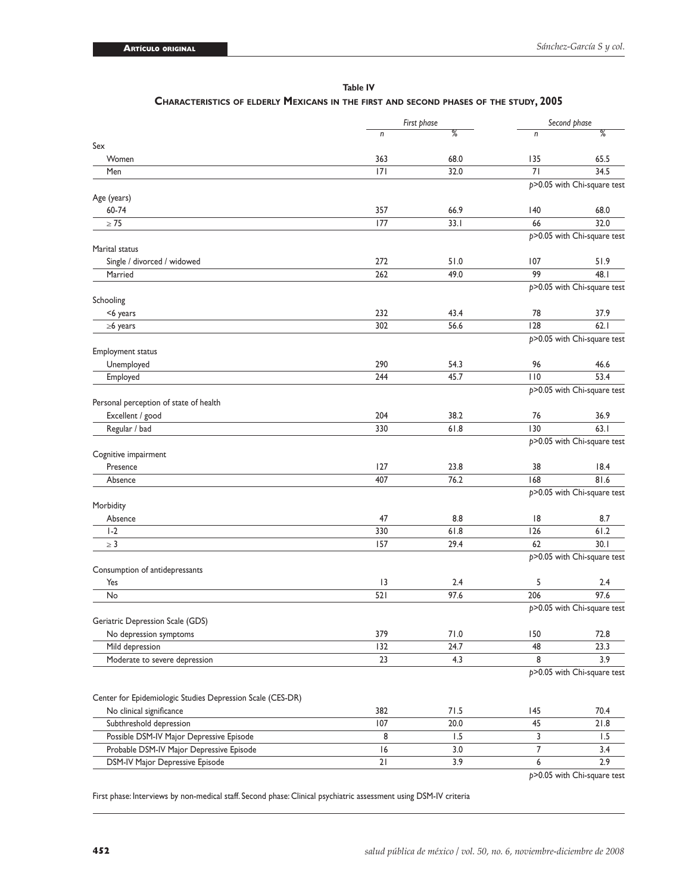**Table IV**

**Characteristics of elderly Mexicans in the first and second phases of the study, 2005**

| | *First phase* | | *Second phase* | |
|---|---|---|---|---|
| | *n* | % | *n* | % |
| Sex | | | | |
| Women | 363 | 68.0 | 135 | 65.5 |
| Men | 171 | 32.0 | 71 | 34.5 |
| | | | *p*>0.05 with Chi-square test | |
| Age (years) | | | | |
| 60-74 | 357 | 66.9 | 140 | 68.0 |
| ≥ 75 | 177 | 33.1 | 66 | 32.0 |
| | | | *p*>0.05 with Chi-square test | |
| Marital status | | | | |
| Single / divorced / widowed | 272 | 51.0 | 107 | 51.9 |
| Married | 262 | 49.0 | 99 | 48.1 |
| | | | *p*>0.05 with Chi-square test | |
| Schooling | | | | |
| <6 years | 232 | 43.4 | 78 | 37.9 |
| ≥6 years | 302 | 56.6 | 128 | 62.1 |
| | | | *p*>0.05 with Chi-square test | |
| Employment status | | | | |
| Unemployed | 290 | 54.3 | 96 | 46.6 |
| Employed | 244 | 45.7 | 110 | 53.4 |
| | | | *p*>0.05 with Chi-square test | |
| Personal perception of state of health | | | | |
| Excellent / good | 204 | 38.2 | 76 | 36.9 |
| Regular / bad | 330 | 61.8 | 130 | 63.1 |
| | | | *p*>0.05 with Chi-square test | |
| Cognitive impairment | | | | |
| Presence | 127 | 23.8 | 38 | 18.4 |
| Absence | 407 | 76.2 | 168 | 81.6 |
| | | | *p*>0.05 with Chi-square test | |
| Morbidity | | | | |
| Absence | 47 | 8.8 | 18 | 8.7 |
| 1-2 | 330 | 61.8 | 126 | 61.2 |
| ≥ 3 | 157 | 29.4 | 62 | 30.1 |
| | | | *p*>0.05 with Chi-square test | |
| Consumption of antidepressants | | | | |
| Yes | 13 | 2.4 | 5 | 2.4 |
| No | 521 | 97.6 | 206 | 97.6 |
| | | | *p*>0.05 with Chi-square test | |
| Geriatric Depression Scale (GDS) | | | | |
| No depression symptoms | 379 | 71.0 | 150 | 72.8 |
| Mild depression | 132 | 24.7 | 48 | 23.3 |
| Moderate to severe depression | 23 | 4.3 | 8 | 3.9 |
| | | | *p*>0.05 with Chi-square test | |
| Center for Epidemiologic Studies Depression Scale (CES-DR) | | | | |
| No clinical significance | 382 | 71.5 | 145 | 70.4 |
| Subthreshold depression | 107 | 20.0 | 45 | 21.8 |
| Possible DSM-IV Major Depressive Episode | 8 | 1.5 | 3 | 1.5 |
| Probable DSM-IV Major Depressive Episode | 16 | 3.0 | 7 | 3.4 |
| DSM-IV Major Depressive Episode | 21 | 3.9 | 6 | 2.9 |
| | | | *p*>0.05 with Chi-square test | |

First phase: Interviews by non-medical staff. Second phase: Clinical psychiatric assessment using DSM-IV criteria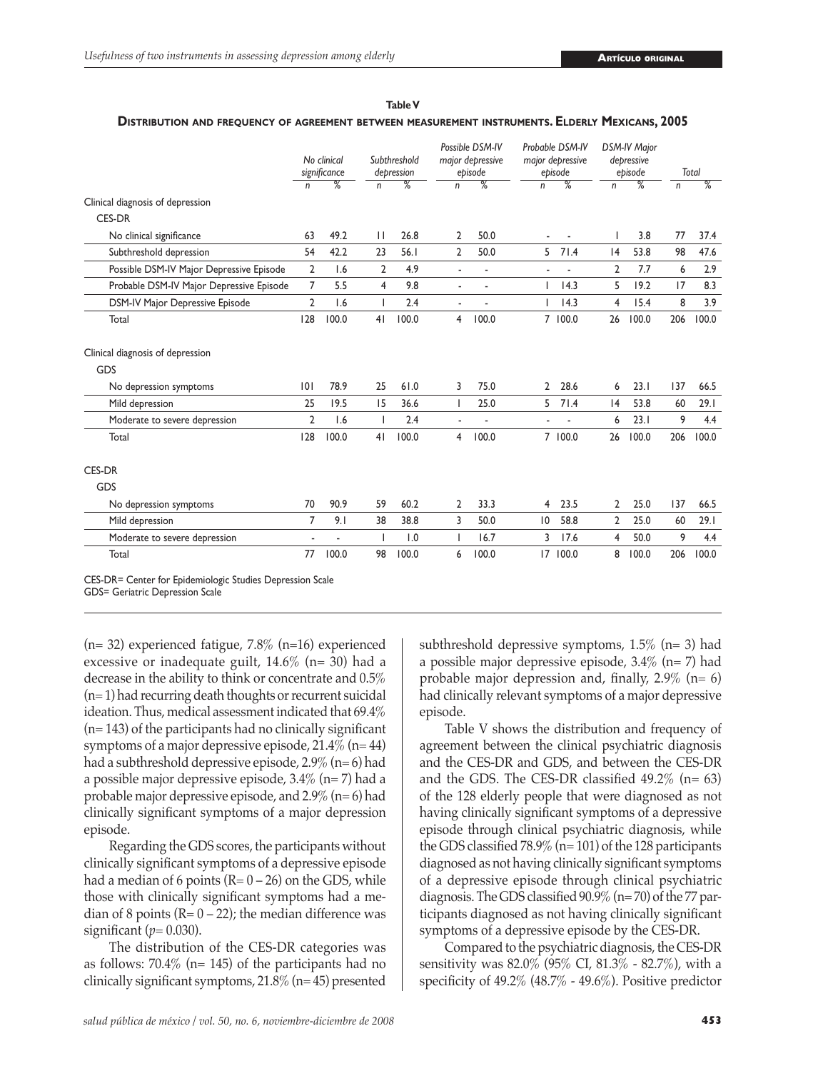**Table V**

**Distribution and frequency of agreement between measurement instruments. Elderly Mexicans, 2005**

| | No clinical significance | | Subthreshold depression | | Possible DSM-IV major depressive episode | | Probable DSM-IV major depressive episode | | DSM-IV Major depressive episode | | Total | |
|---|---|---|---|---|---|---|---|---|---|---|---|---|
| | *n* | % | *n* | % | *n* | % | *n* | % | *n* | % | *n* | % |
| Clinical diagnosis of depression | | | | | | | | | | | | |
| CES-DR | | | | | | | | | | | | |
| No clinical significance | 63 | 49.2 | 11 | 26.8 | 2 | 50.0 | - | - | 1 | 3.8 | 77 | 37.4 |
| Subthreshold depression | 54 | 42.2 | 23 | 56.1 | 2 | 50.0 | 5 | 71.4 | 14 | 53.8 | 98 | 47.6 |
| Possible DSM-IV Major Depressive Episode | 2 | 1.6 | 2 | 4.9 | - | - | - | - | 2 | 7.7 | 6 | 2.9 |
| Probable DSM-IV Major Depressive Episode | 7 | 5.5 | 4 | 9.8 | - | - | 1 | 14.3 | 5 | 19.2 | 17 | 8.3 |
| DSM-IV Major Depressive Episode | 2 | 1.6 | 1 | 2.4 | - | - | 1 | 14.3 | 4 | 15.4 | 8 | 3.9 |
| Total | 128 | 100.0 | 41 | 100.0 | 4 | 100.0 | 7 | 100.0 | 26 | 100.0 | 206 | 100.0 |
| Clinical diagnosis of depression | | | | | | | | | | | | |
| GDS | | | | | | | | | | | | |
| No depression symptoms | 101 | 78.9 | 25 | 61.0 | 3 | 75.0 | 2 | 28.6 | 6 | 23.1 | 137 | 66.5 |
| Mild depression | 25 | 19.5 | 15 | 36.6 | 1 | 25.0 | 5 | 71.4 | 14 | 53.8 | 60 | 29.1 |
| Moderate to severe depression | 2 | 1.6 | 1 | 2.4 | - | - | - | - | 6 | 23.1 | 9 | 4.4 |
| Total | 128 | 100.0 | 41 | 100.0 | 4 | 100.0 | 7 | 100.0 | 26 | 100.0 | 206 | 100.0 |
| CES-DR | | | | | | | | | | | | |
| GDS | | | | | | | | | | | | |
| No depression symptoms | 70 | 90.9 | 59 | 60.2 | 2 | 33.3 | 4 | 23.5 | 2 | 25.0 | 137 | 66.5 |
| Mild depression | 7 | 9.1 | 38 | 38.8 | 3 | 50.0 | 10 | 58.8 | 2 | 25.0 | 60 | 29.1 |
| Moderate to severe depression | - | - | 1 | 1.0 | 1 | 16.7 | 3 | 17.6 | 4 | 50.0 | 9 | 4.4 |
| Total | 77 | 100.0 | 98 | 100.0 | 6 | 100.0 | 17 | 100.0 | 8 | 100.0 | 206 | 100.0 |

CES-DR= Center for Epidemiologic Studies Depression Scale
GDS= Geriatric Depression Scale

(n= 32) experienced fatigue, 7.8% (n=16) experienced excessive or inadequate guilt, 14.6% (n= 30) had a decrease in the ability to think or concentrate and 0.5% (n= 1) had recurring death thoughts or recurrent suicidal ideation. Thus, medical assessment indicated that 69.4% (n= 143) of the participants had no clinically significant symptoms of a major depressive episode, 21.4% (n= 44) had a subthreshold depressive episode, 2.9% (n= 6) had a possible major depressive episode, 3.4% (n= 7) had a probable major depressive episode, and 2.9% (n= 6) had clinically significant symptoms of a major depression episode.

Regarding the GDS scores, the participants without clinically significant symptoms of a depressive episode had a median of 6 points (R= 0 – 26) on the GDS, while those with clinically significant symptoms had a median of 8 points (R= 0 – 22); the median difference was significant (*p*= 0.030).

The distribution of the CES-DR categories was as follows: 70.4% (n= 145) of the participants had no clinically significant symptoms, 21.8% (n= 45) presented subthreshold depressive symptoms, 1.5% (n= 3) had a possible major depressive episode, 3.4% (n= 7) had probable major depression and, finally, 2.9% (n= 6) had clinically relevant symptoms of a major depressive episode.

Table V shows the distribution and frequency of agreement between the clinical psychiatric diagnosis and the CES-DR and GDS, and between the CES-DR and the GDS. The CES-DR classified 49.2% (n= 63) of the 128 elderly people that were diagnosed as not having clinically significant symptoms of a depressive episode through clinical psychiatric diagnosis, while the GDS classified 78.9% (n= 101) of the 128 participants diagnosed as not having clinically significant symptoms of a depressive episode through clinical psychiatric diagnosis. The GDS classified 90.9% (n= 70) of the 77 participants diagnosed as not having clinically significant symptoms of a depressive episode by the CES-DR.

Compared to the psychiatric diagnosis, the CES-DR sensitivity was 82.0% (95% CI, 81.3% - 82.7%), with a specificity of 49.2% (48.7% - 49.6%). Positive predictor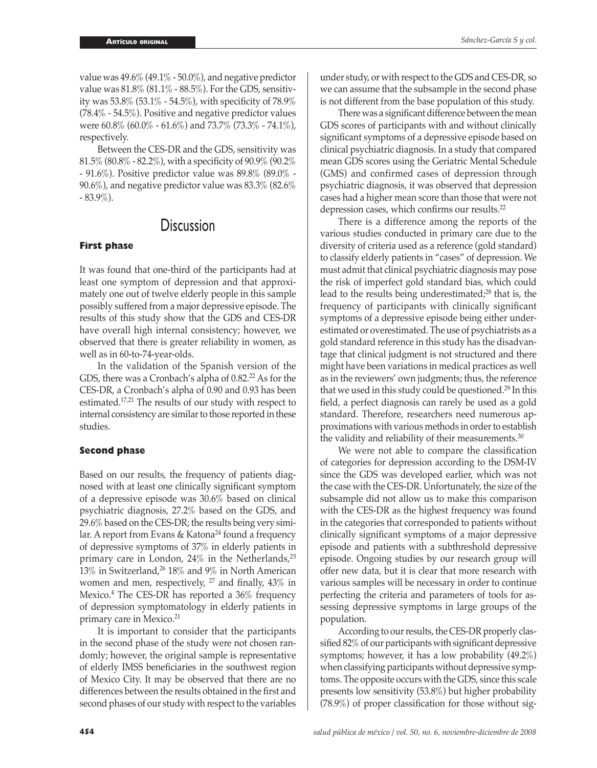value was 49.6% (49.1% - 50.0%), and negative predictor value was 81.8% (81.1% - 88.5%). For the GDS, sensitivity was 53.8% (53.1% - 54.5%), with specificity of 78.9% (78.4% - 54.5%). Positive and negative predictor values were 60.8% (60.0% - 61.6%) and 73.7% (73.3% - 74.1%), respectively.

Between the CES-DR and the GDS, sensitivity was 81.5% (80.8% - 82.2%), with a specificity of 90.9% (90.2% - 91.6%). Positive predictor value was 89.8% (89.0% - 90.6%), and negative predictor value was 83.3% (82.6% - 83.9%).

# Discussion

### First phase

It was found that one-third of the participants had at least one symptom of depression and that approximately one out of twelve elderly people in this sample possibly suffered from a major depressive episode. The results of this study show that the GDS and CES-DR have overall high internal consistency; however, we observed that there is greater reliability in women, as well as in 60-to-74-year-olds.

In the validation of the Spanish version of the GDS, there was a Cronbach's alpha of 0.82.[22] As for the CES-DR, a Cronbach's alpha of 0.90 and 0.93 has been estimated.[17,21] The results of our study with respect to internal consistency are similar to those reported in these studies.

### Second phase

Based on our results, the frequency of patients diagnosed with at least one clinically significant symptom of a depressive episode was 30.6% based on clinical psychiatric diagnosis, 27.2% based on the GDS, and 29.6% based on the CES-DR; the results being very similar. A report from Evans & Katona[24] found a frequency of depressive symptoms of 37% in elderly patients in primary care in London, 24% in the Netherlands,[25] 13% in Switzerland,[26] 18% and 9% in North American women and men, respectively, [27] and finally, 43% in Mexico.[4] The CES-DR has reported a 36% frequency of depression symptomatology in elderly patients in primary care in Mexico.[21]

It is important to consider that the participants in the second phase of the study were not chosen randomly; however, the original sample is representative of elderly IMSS beneficiaries in the southwest region of Mexico City. It may be observed that there are no differences between the results obtained in the first and second phases of our study with respect to the variables under study, or with respect to the GDS and CES-DR, so we can assume that the subsample in the second phase is not different from the base population of this study.

There was a significant difference between the mean GDS scores of participants with and without clinically significant symptoms of a depressive episode based on clinical psychiatric diagnosis. In a study that compared mean GDS scores using the Geriatric Mental Schedule (GMS) and confirmed cases of depression through psychiatric diagnosis, it was observed that depression cases had a higher mean score than those that were not depression cases, which confirms our results.[22]

There is a difference among the reports of the various studies conducted in primary care due to the diversity of criteria used as a reference (gold standard) to classify elderly patients in "cases" of depression. We must admit that clinical psychiatric diagnosis may pose the risk of imperfect gold standard bias, which could lead to the results being underestimated;[28] that is, the frequency of participants with clinically significant symptoms of a depressive episode being either underestimated or overestimated. The use of psychiatrists as a gold standard reference in this study has the disadvantage that clinical judgment is not structured and there might have been variations in medical practices as well as in the reviewers' own judgments; thus, the reference that we used in this study could be questioned.[29] In this field, a perfect diagnosis can rarely be used as a gold standard. Therefore, researchers need numerous approximations with various methods in order to establish the validity and reliability of their measurements.[30]

We were not able to compare the classification of categories for depression according to the DSM-IV since the GDS was developed earlier, which was not the case with the CES-DR. Unfortunately, the size of the subsample did not allow us to make this comparison with the CES-DR as the highest frequency was found in the categories that corresponded to patients without clinically significant symptoms of a major depressive episode and patients with a subthreshold depressive episode. Ongoing studies by our research group will offer new data, but it is clear that more research with various samples will be necessary in order to continue perfecting the criteria and parameters of tools for assessing depressive symptoms in large groups of the population.

According to our results, the CES-DR properly classified 82% of our participants with significant depressive symptoms; however, it has a low probability (49.2%) when classifying participants without depressive symptoms. The opposite occurs with the GDS, since this scale presents low sensitivity (53.8%) but higher probability (78.9%) of proper classification for those without sig-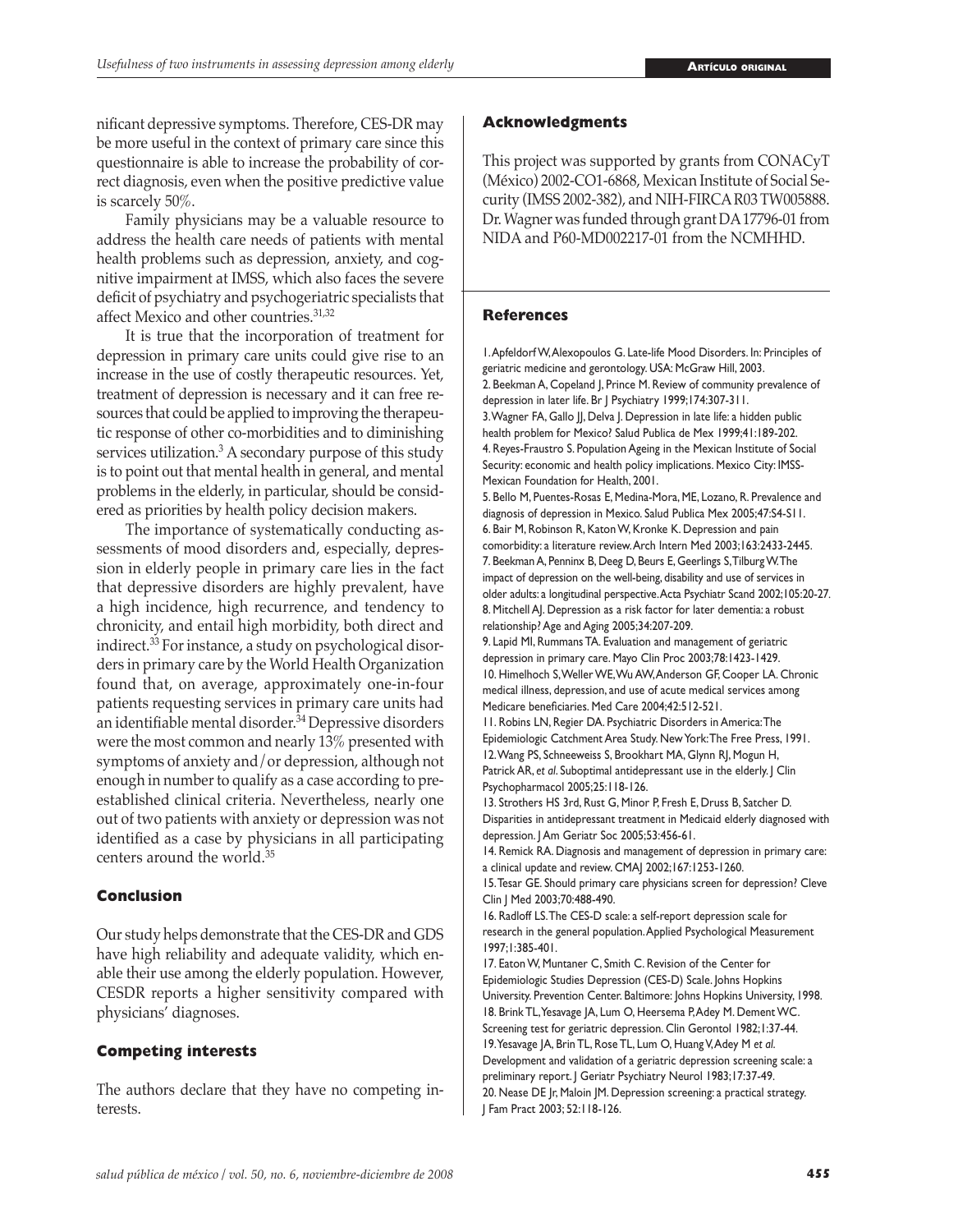nificant depressive symptoms. Therefore, CES-DR may be more useful in the context of primary care since this questionnaire is able to increase the probability of correct diagnosis, even when the positive predictive value is scarcely 50%.

Family physicians may be a valuable resource to address the health care needs of patients with mental health problems such as depression, anxiety, and cognitive impairment at IMSS, which also faces the severe deficit of psychiatry and psychogeriatric specialists that affect Mexico and other countries.[31,32]

It is true that the incorporation of treatment for depression in primary care units could give rise to an increase in the use of costly therapeutic resources. Yet, treatment of depression is necessary and it can free resources that could be applied to improving the therapeutic response of other co-morbidities and to diminishing services utilization.[3] A secondary purpose of this study is to point out that mental health in general, and mental problems in the elderly, in particular, should be considered as priorities by health policy decision makers.

The importance of systematically conducting assessments of mood disorders and, especially, depression in elderly people in primary care lies in the fact that depressive disorders are highly prevalent, have a high incidence, high recurrence, and tendency to chronicity, and entail high morbidity, both direct and indirect.[33] For instance, a study on psychological disorders in primary care by the World Health Organization found that, on average, approximately one-in-four patients requesting services in primary care units had an identifiable mental disorder.[34] Depressive disorders were the most common and nearly 13% presented with symptoms of anxiety and/or depression, although not enough in number to qualify as a case according to preestablished clinical criteria. Nevertheless, nearly one out of two patients with anxiety or depression was not identified as a case by physicians in all participating centers around the world.[35]

## Conclusion

Our study helps demonstrate that the CES-DR and GDS have high reliability and adequate validity, which enable their use among the elderly population. However, CESDR reports a higher sensitivity compared with physicians' diagnoses.

## Competing interests

The authors declare that they have no competing interests.

## Acknowledgments

This project was supported by grants from CONACyT (México) 2002-CO1-6868, Mexican Institute of Social Security (IMSS 2002-382), and NIH-FIRCA R03 TW005888. Dr. Wagner was funded through grant DA17796-01 from NIDA and P60-MD002217-01 from the NCMHHD.

## References

1. Apfeldorf W, Alexopoulos G. Late-life Mood Disorders. In: Principles of geriatric medicine and gerontology. USA: McGraw Hill, 2003.
2. Beekman A, Copeland J, Prince M. Review of community prevalence of depression in later life. Br J Psychiatry 1999;174:307-311.
3. Wagner FA, Gallo JJ, Delva J. Depression in late life: a hidden public health problem for Mexico? Salud Publica de Mex 1999;41:189-202.
4. Reyes-Fraustro S. Population Ageing in the Mexican Institute of Social Security: economic and health policy implications. Mexico City: IMSS-Mexican Foundation for Health, 2001.
5. Bello M, Puentes-Rosas E, Medina-Mora, ME, Lozano, R. Prevalence and diagnosis of depression in Mexico. Salud Publica Mex 2005;47:S4-S11.
6. Bair M, Robinson R, Katon W, Kronke K. Depression and pain comorbidity: a literature review. Arch Intern Med 2003;163:2433-2445.
7. Beekman A, Penninx B, Deeg D, Beurs E, Geerlings S, Tilburg W. The impact of depression on the well-being, disability and use of services in older adults: a longitudinal perspective. Acta Psychiatr Scand 2002;105:20-27.
8. Mitchell AJ. Depression as a risk factor for later dementia: a robust relationship? Age and Aging 2005;34:207-209.
9. Lapid MI, Rummans TA. Evaluation and management of geriatric depression in primary care. Mayo Clin Proc 2003;78:1423-1429.
10. Himelhoch S, Weller WE, Wu AW, Anderson GF, Cooper LA. Chronic medical illness, depression, and use of acute medical services among Medicare beneficiaries. Med Care 2004;42:512-521.
11. Robins LN, Regier DA. Psychiatric Disorders in America: The Epidemiologic Catchment Area Study. New York: The Free Press, 1991.
12. Wang PS, Schneeweiss S, Brookhart MA, Glynn RJ, Mogun H, Patrick AR, *et al*. Suboptimal antidepressant use in the elderly. J Clin Psychopharmacol 2005;25:118-126.
13. Strothers HS 3rd, Rust G, Minor P, Fresh E, Druss B, Satcher D. Disparities in antidepressant treatment in Medicaid elderly diagnosed with depression. J Am Geriatr Soc 2005;53:456-61.
14. Remick RA. Diagnosis and management of depression in primary care: a clinical update and review. CMAJ 2002;167:1253-1260.
15. Tesar GE. Should primary care physicians screen for depression? Cleve Clin J Med 2003;70:488-490.
16. Radloff LS. The CES-D scale: a self-report depression scale for research in the general population. Applied Psychological Measurement 1997;1:385-401.
17. Eaton W, Muntaner C, Smith C. Revision of the Center for Epidemiologic Studies Depression (CES-D) Scale. Johns Hopkins University. Prevention Center. Baltimore: Johns Hopkins University, 1998.
18. Brink TL, Yesavage JA, Lum O, Heersema P, Adey M. Dement WC. Screening test for geriatric depression. Clin Gerontol 1982;1:37-44.
19. Yesavage JA, Brin TL, Rose TL, Lum O, Huang V, Adey M *et al.* Development and validation of a geriatric depression screening scale: a preliminary report. J Geriatr Psychiatry Neurol 1983;17:37-49.
20. Nease DE Jr, Maloin JM. Depression screening: a practical strategy. J Fam Pract 2003; 52:118-126.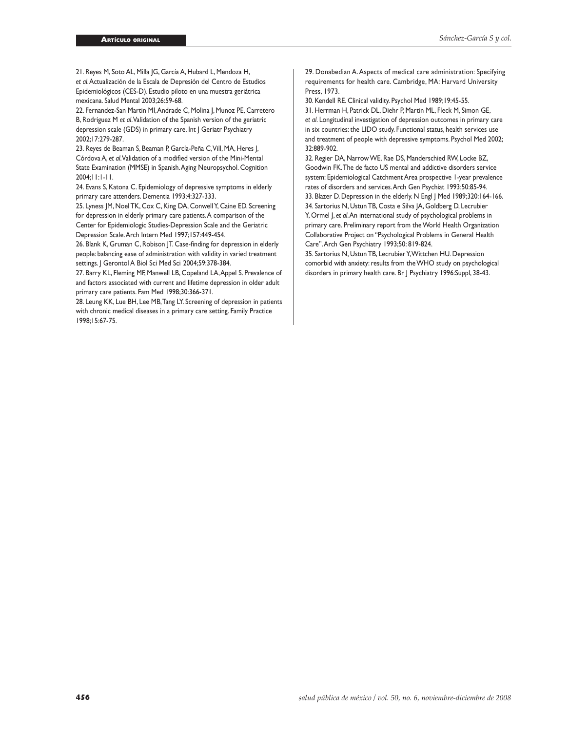21. Reyes M, Soto AL, Milla JG, García A, Hubard L, Mendoza H, *et al.* Actualización de la Escala de Depresión del Centro de Estudios Epidemiológicos (CES-D). Estudio piloto en una muestra geriátrica mexicana. Salud Mental 2003;26:59-68.

22. Fernandez-San Martin MI, Andrade C, Molina J, Munoz PE, Carretero B, Rodriguez M *et al.* Validation of the Spanish version of the geriatric depression scale (GDS) in primary care. Int J Geriatr Psychiatry 2002;17:279-287.

23. Reyes de Beaman S, Beaman P, García-Peña C, Vill, MA, Heres J, Córdova A, *et al.* Validation of a modified version of the Mini-Mental State Examination (MMSE) in Spanish. Aging Neuropsychol. Cognition 2004;11:1-11.

24. Evans S, Katona C. Epidemiology of depressive symptoms in elderly primary care attenders. Dementia 1993;4:327-333.

25. Lyness JM, Noel TK, Cox C, King DA, Conwell Y, Caine ED. Screening for depression in elderly primary care patients. A comparison of the Center for Epidemiologic Studies-Depression Scale and the Geriatric Depression Scale. Arch Intern Med 1997;157:449-454.

26. Blank K, Gruman C, Robison JT. Case-finding for depression in elderly people: balancing ease of administration with validity in varied treatment settings. J Gerontol A Biol Sci Med Sci 2004;59:378-384.

27. Barry KL, Fleming MF, Manwell LB, Copeland LA, Appel S. Prevalence of and factors associated with current and lifetime depression in older adult primary care patients. Fam Med 1998;30:366-371.

28. Leung KK, Lue BH, Lee MB, Tang LY. Screening of depression in patients with chronic medical diseases in a primary care setting. Family Practice 1998;15:67-75.

29. Donabedian A. Aspects of medical care administration: Specifying requirements for health care. Cambridge, MA: Harvard University Press, 1973.

30. Kendell RE. Clinical validity. Psychol Med 1989;19:45-55.

31. Herrman H, Patrick DL, Diehr P, Martin ML, Fleck M, Simon GE, *et al.* Longitudinal investigation of depression outcomes in primary care in six countries: the LIDO study. Functional status, health services use and treatment of people with depressive symptoms. Psychol Med 2002; 32:889-902.

32. Regier DA, Narrow WE, Rae DS, Manderschied RW, Locke BZ, Goodwin FK. The de facto US mental and addictive disorders service system: Epidemiological Catchment Area prospective 1-year prevalence rates of disorders and services. Arch Gen Psychiat 1993:50:85-94.

33. Blazer D. Depression in the elderly. N Engl J Med 1989;320:164-166.

34. Sartorius N, Ustun TB, Costa e Silva JA, Goldberg D, Lecrubier Y, Ormel J, *et al.* An international study of psychological problems in primary care. Preliminary report from the World Health Organization Collaborative Project on "Psychological Problems in General Health Care". Arch Gen Psychiatry 1993;50: 819-824.

35. Sartorius N, Ustun TB, Lecrubier Y, Wittchen HU. Depression comorbid with anxiety: results from the WHO study on psychological disorders in primary health care. Br J Psychiatry 1996:Suppl, 38-43.